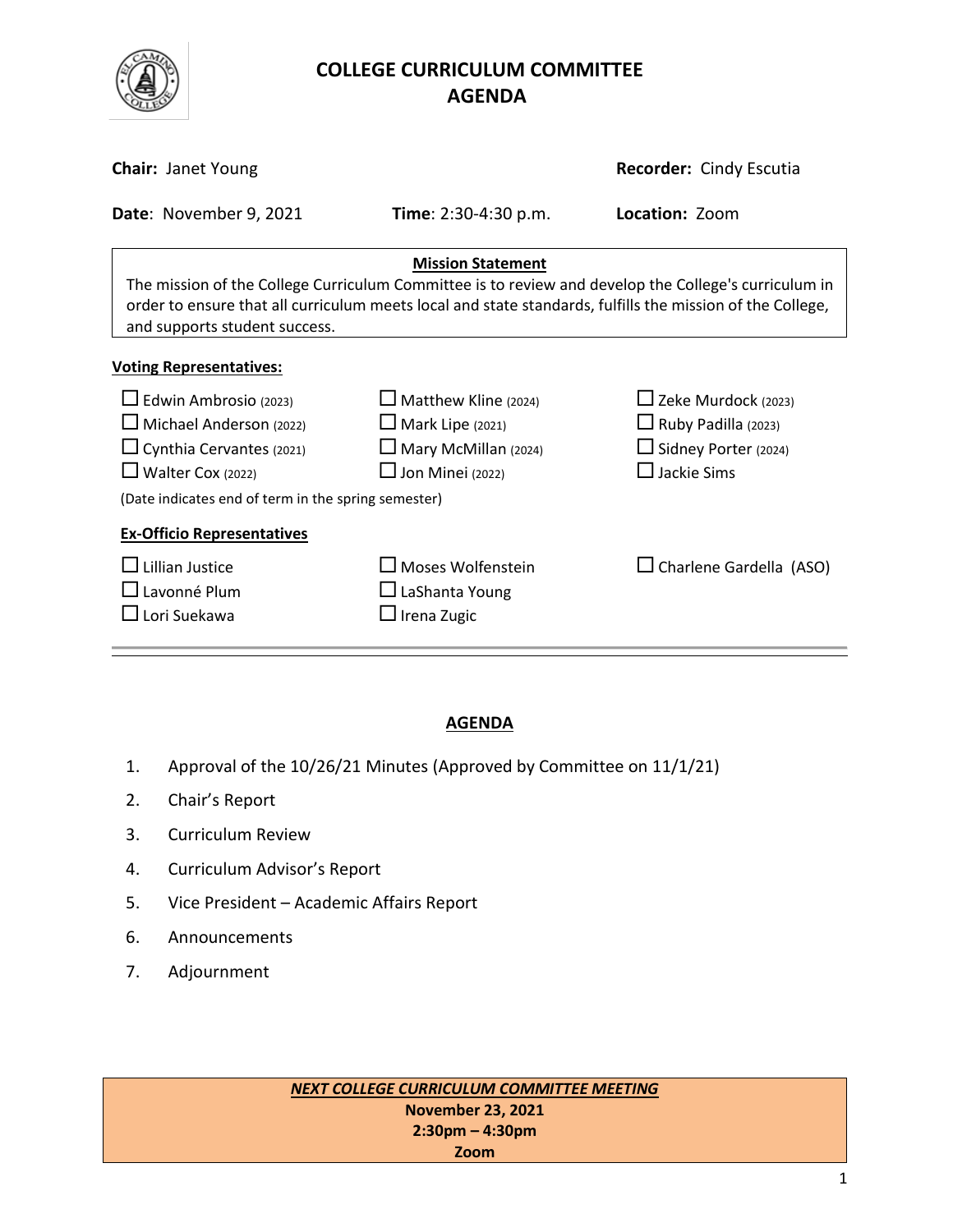# COLLEGE CURRICULUM COMMITTEE
# AGENDA

**Chair:** Janet Young

**Recorder:** Cindy Escutia

**Date**: November 9, 2021 **Time**: 2:30-4:30 p.m. **Location:** Zoom

**Mission Statement**

The mission of the College Curriculum Committee is to review and develop the College's curriculum in order to ensure that all curriculum meets local and state standards, fulfills the mission of the College, and supports student success.

**Voting Representatives:**

- ☐ Edwin Ambrosio (2023)
- ☐ Michael Anderson (2022)
- ☐ Cynthia Cervantes (2021)
- ☐ Walter Cox (2022)
- ☐ Matthew Kline (2024)
- ☐ Mark Lipe (2021)
- ☐ Mary McMillan (2024)
- ☐ Jon Minei (2022)
- ☐ Zeke Murdock (2023)
- ☐ Ruby Padilla (2023)
- ☐ Sidney Porter (2024)
- ☐ Jackie Sims

(Date indicates end of term in the spring semester)

**Ex-Officio Representatives**

- ☐ Lillian Justice
- ☐ Lavonné Plum
- ☐ Lori Suekawa
- ☐ Moses Wolfenstein
- ☐ LaShanta Young
- ☐ Irena Zugic
- ☐ Charlene Gardella (ASO)

---

## AGENDA

1. Approval of the 10/26/21 Minutes (Approved by Committee on 11/1/21)
2. Chair's Report
3. Curriculum Review
4. Curriculum Advisor's Report
5. Vice President – Academic Affairs Report
6. Announcements
7. Adjournment

***NEXT COLLEGE CURRICULUM COMMITTEE MEETING***
**November 23, 2021**
**2:30pm – 4:30pm**
**Zoom**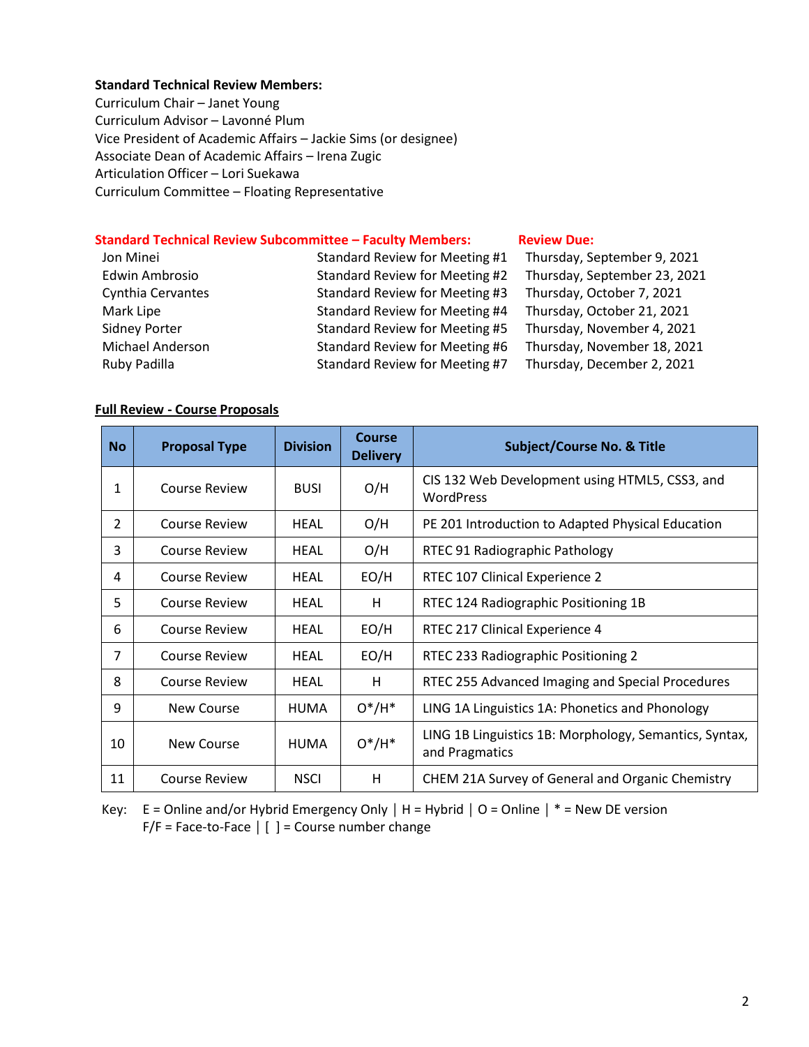**Standard Technical Review Members:**
Curriculum Chair – Janet Young
Curriculum Advisor – Lavonné Plum
Vice President of Academic Affairs – Jackie Sims (or designee)
Associate Dean of Academic Affairs – Irena Zugic
Articulation Officer – Lori Suekawa
Curriculum Committee – Floating Representative

| **Standard Technical Review Subcommittee – Faculty Members:** | | **Review Due:** |
|---|---|---|
| Jon Minei | Standard Review for Meeting #1 | Thursday, September 9, 2021 |
| Edwin Ambrosio | Standard Review for Meeting #2 | Thursday, September 23, 2021 |
| Cynthia Cervantes | Standard Review for Meeting #3 | Thursday, October 7, 2021 |
| Mark Lipe | Standard Review for Meeting #4 | Thursday, October 21, 2021 |
| Sidney Porter | Standard Review for Meeting #5 | Thursday, November 4, 2021 |
| Michael Anderson | Standard Review for Meeting #6 | Thursday, November 18, 2021 |
| Ruby Padilla | Standard Review for Meeting #7 | Thursday, December 2, 2021 |

**Full Review - Course Proposals**

| No | Proposal Type | Division | Course Delivery | Subject/Course No. & Title |
|---|---|---|---|---|
| 1 | Course Review | BUSI | O/H | CIS 132 Web Development using HTML5, CSS3, and WordPress |
| 2 | Course Review | HEAL | O/H | PE 201 Introduction to Adapted Physical Education |
| 3 | Course Review | HEAL | O/H | RTEC 91 Radiographic Pathology |
| 4 | Course Review | HEAL | EO/H | RTEC 107 Clinical Experience 2 |
| 5 | Course Review | HEAL | H | RTEC 124 Radiographic Positioning 1B |
| 6 | Course Review | HEAL | EO/H | RTEC 217 Clinical Experience 4 |
| 7 | Course Review | HEAL | EO/H | RTEC 233 Radiographic Positioning 2 |
| 8 | Course Review | HEAL | H | RTEC 255 Advanced Imaging and Special Procedures |
| 9 | New Course | HUMA | O*/H* | LING 1A Linguistics 1A: Phonetics and Phonology |
| 10 | New Course | HUMA | O*/H* | LING 1B Linguistics 1B: Morphology, Semantics, Syntax, and Pragmatics |
| 11 | Course Review | NSCI | H | CHEM 21A Survey of General and Organic Chemistry |

Key: E = Online and/or Hybrid Emergency Only | H = Hybrid | O = Online | * = New DE version
F/F = Face-to-Face | [ ] = Course number change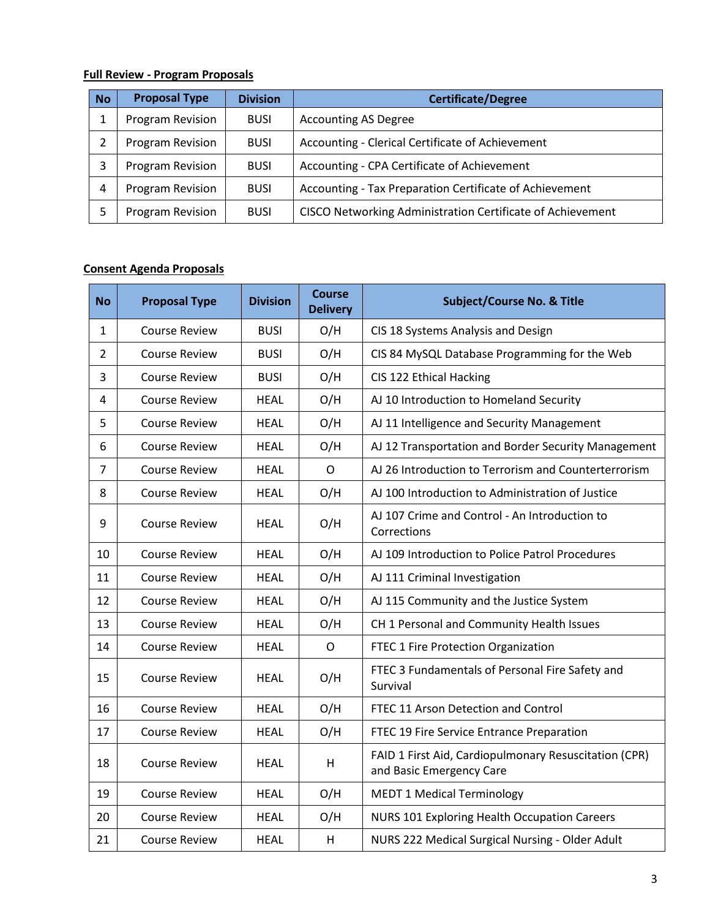**Full Review - Program Proposals**

| No | Proposal Type | Division | Certificate/Degree |
|---|---|---|---|
| 1 | Program Revision | BUSI | Accounting AS Degree |
| 2 | Program Revision | BUSI | Accounting - Clerical Certificate of Achievement |
| 3 | Program Revision | BUSI | Accounting - CPA Certificate of Achievement |
| 4 | Program Revision | BUSI | Accounting - Tax Preparation Certificate of Achievement |
| 5 | Program Revision | BUSI | CISCO Networking Administration Certificate of Achievement |

**Consent Agenda Proposals**

| No | Proposal Type | Division | Course Delivery | Subject/Course No. & Title |
|---|---|---|---|---|
| 1 | Course Review | BUSI | O/H | CIS 18 Systems Analysis and Design |
| 2 | Course Review | BUSI | O/H | CIS 84 MySQL Database Programming for the Web |
| 3 | Course Review | BUSI | O/H | CIS 122 Ethical Hacking |
| 4 | Course Review | HEAL | O/H | AJ 10 Introduction to Homeland Security |
| 5 | Course Review | HEAL | O/H | AJ 11 Intelligence and Security Management |
| 6 | Course Review | HEAL | O/H | AJ 12 Transportation and Border Security Management |
| 7 | Course Review | HEAL | O | AJ 26 Introduction to Terrorism and Counterterrorism |
| 8 | Course Review | HEAL | O/H | AJ 100 Introduction to Administration of Justice |
| 9 | Course Review | HEAL | O/H | AJ 107 Crime and Control - An Introduction to Corrections |
| 10 | Course Review | HEAL | O/H | AJ 109 Introduction to Police Patrol Procedures |
| 11 | Course Review | HEAL | O/H | AJ 111 Criminal Investigation |
| 12 | Course Review | HEAL | O/H | AJ 115 Community and the Justice System |
| 13 | Course Review | HEAL | O/H | CH 1 Personal and Community Health Issues |
| 14 | Course Review | HEAL | O | FTEC 1 Fire Protection Organization |
| 15 | Course Review | HEAL | O/H | FTEC 3 Fundamentals of Personal Fire Safety and Survival |
| 16 | Course Review | HEAL | O/H | FTEC 11 Arson Detection and Control |
| 17 | Course Review | HEAL | O/H | FTEC 19 Fire Service Entrance Preparation |
| 18 | Course Review | HEAL | H | FAID 1 First Aid, Cardiopulmonary Resuscitation (CPR) and Basic Emergency Care |
| 19 | Course Review | HEAL | O/H | MEDT 1 Medical Terminology |
| 20 | Course Review | HEAL | O/H | NURS 101 Exploring Health Occupation Careers |
| 21 | Course Review | HEAL | H | NURS 222 Medical Surgical Nursing - Older Adult |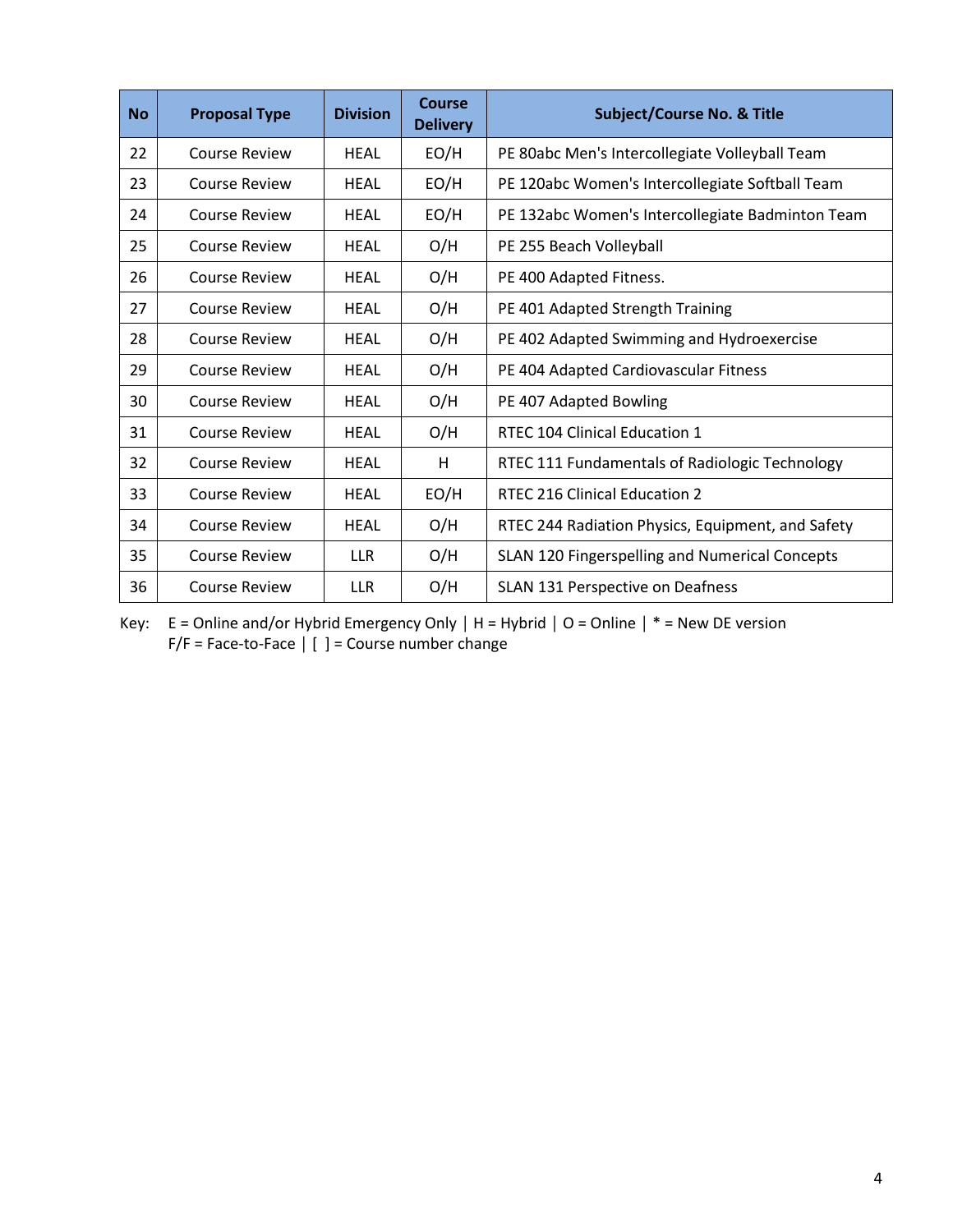| No | Proposal Type | Division | Course Delivery | Subject/Course No. & Title |
|---|---|---|---|---|
| 22 | Course Review | HEAL | EO/H | PE 80abc Men's Intercollegiate Volleyball Team |
| 23 | Course Review | HEAL | EO/H | PE 120abc Women's Intercollegiate Softball Team |
| 24 | Course Review | HEAL | EO/H | PE 132abc Women's Intercollegiate Badminton Team |
| 25 | Course Review | HEAL | O/H | PE 255 Beach Volleyball |
| 26 | Course Review | HEAL | O/H | PE 400 Adapted Fitness. |
| 27 | Course Review | HEAL | O/H | PE 401 Adapted Strength Training |
| 28 | Course Review | HEAL | O/H | PE 402 Adapted Swimming and Hydroexercise |
| 29 | Course Review | HEAL | O/H | PE 404 Adapted Cardiovascular Fitness |
| 30 | Course Review | HEAL | O/H | PE 407 Adapted Bowling |
| 31 | Course Review | HEAL | O/H | RTEC 104 Clinical Education 1 |
| 32 | Course Review | HEAL | H | RTEC 111 Fundamentals of Radiologic Technology |
| 33 | Course Review | HEAL | EO/H | RTEC 216 Clinical Education 2 |
| 34 | Course Review | HEAL | O/H | RTEC 244 Radiation Physics, Equipment, and Safety |
| 35 | Course Review | LLR | O/H | SLAN 120 Fingerspelling and Numerical Concepts |
| 36 | Course Review | LLR | O/H | SLAN 131 Perspective on Deafness |

Key: E = Online and/or Hybrid Emergency Only | H = Hybrid | O = Online | * = New DE version
F/F = Face-to-Face | [ ] = Course number change